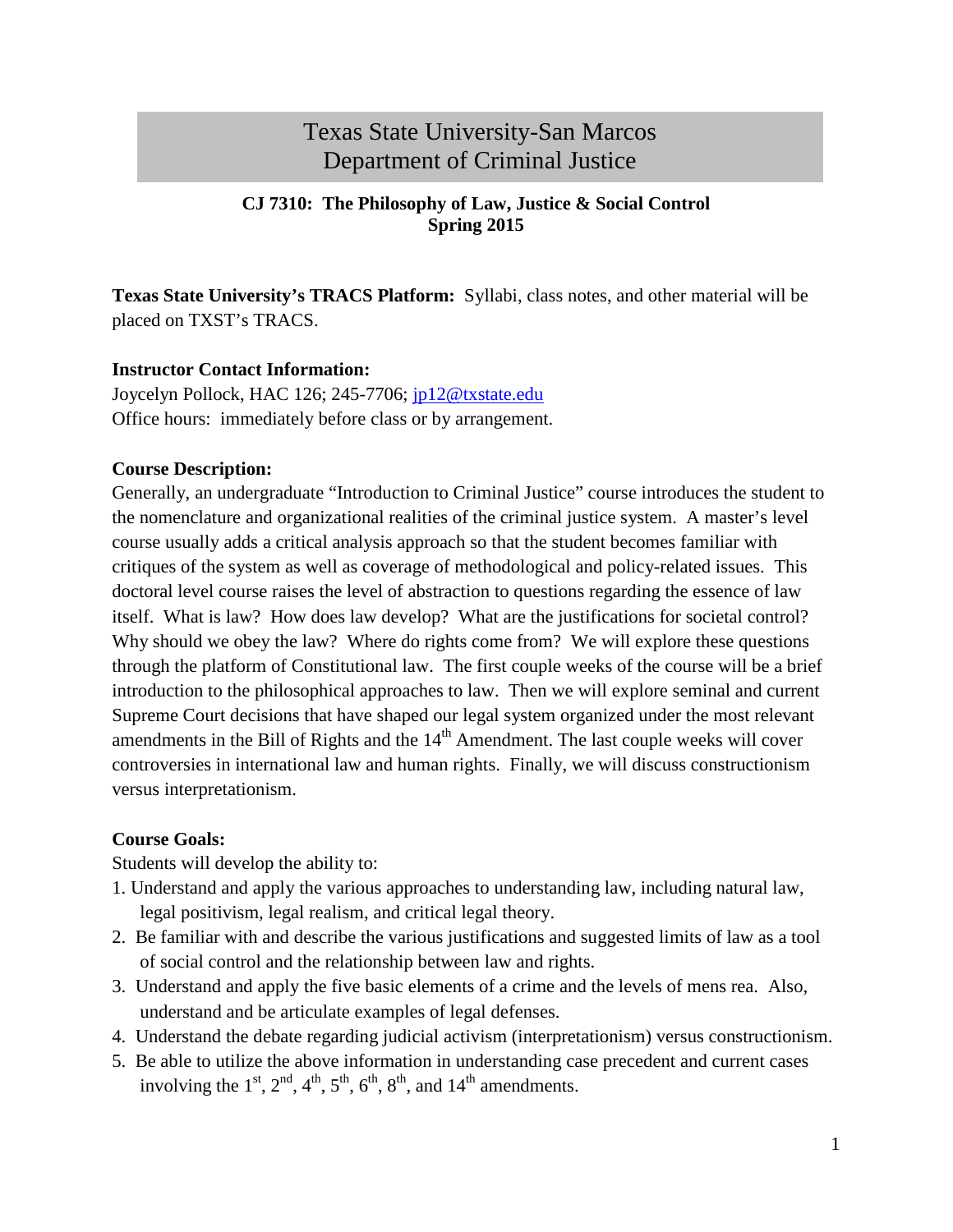# Texas State University-San Marcos
# Department of Criminal Justice

**CJ 7310: The Philosophy of Law, Justice & Social Control**
**Spring 2015**

**Texas State University's TRACS Platform:** Syllabi, class notes, and other material will be placed on TXST's TRACS.

**Instructor Contact Information:**
Joycelyn Pollock, HAC 126; 245-7706; jp12@txstate.edu
Office hours: immediately before class or by arrangement.

**Course Description:**
Generally, an undergraduate "Introduction to Criminal Justice" course introduces the student to the nomenclature and organizational realities of the criminal justice system. A master's level course usually adds a critical analysis approach so that the student becomes familiar with critiques of the system as well as coverage of methodological and policy-related issues. This doctoral level course raises the level of abstraction to questions regarding the essence of law itself. What is law? How does law develop? What are the justifications for societal control? Why should we obey the law? Where do rights come from? We will explore these questions through the platform of Constitutional law. The first couple weeks of the course will be a brief introduction to the philosophical approaches to law. Then we will explore seminal and current Supreme Court decisions that have shaped our legal system organized under the most relevant amendments in the Bill of Rights and the 14th Amendment. The last couple weeks will cover controversies in international law and human rights. Finally, we will discuss constructionism versus interpretationism.

**Course Goals:**
Students will develop the ability to:

1. Understand and apply the various approaches to understanding law, including natural law, legal positivism, legal realism, and critical legal theory.
2. Be familiar with and describe the various justifications and suggested limits of law as a tool of social control and the relationship between law and rights.
3. Understand and apply the five basic elements of a crime and the levels of mens rea. Also, understand and be articulate examples of legal defenses.
4. Understand the debate regarding judicial activism (interpretationism) versus constructionism.
5. Be able to utilize the above information in understanding case precedent and current cases involving the 1st, 2nd, 4th, 5th, 6th, 8th, and 14th amendments.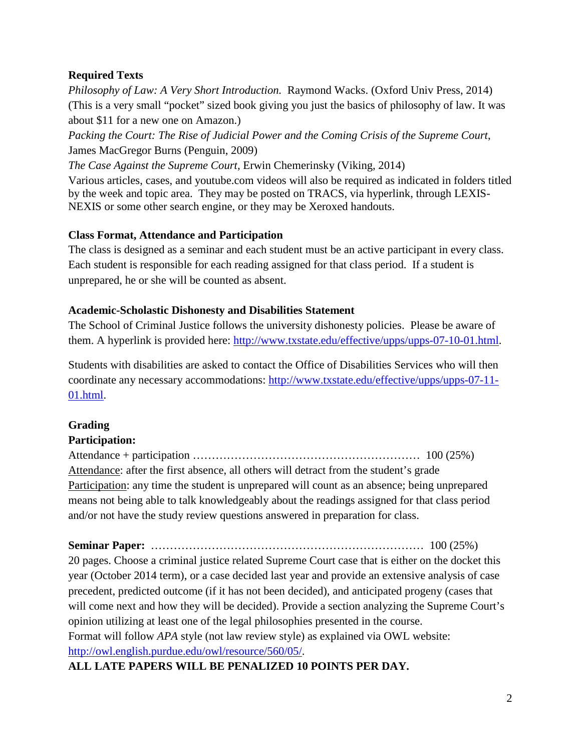**Required Texts**

*Philosophy of Law: A Very Short Introduction.* Raymond Wacks. (Oxford Univ Press, 2014) (This is a very small "pocket" sized book giving you just the basics of philosophy of law. It was about $11 for a new one on Amazon.)

*Packing the Court: The Rise of Judicial Power and the Coming Crisis of the Supreme Court*, James MacGregor Burns (Penguin, 2009)

*The Case Against the Supreme Court*, Erwin Chemerinsky (Viking, 2014)

Various articles, cases, and youtube.com videos will also be required as indicated in folders titled by the week and topic area. They may be posted on TRACS, via hyperlink, through LEXIS-NEXIS or some other search engine, or they may be Xeroxed handouts.

**Class Format, Attendance and Participation**

The class is designed as a seminar and each student must be an active participant in every class. Each student is responsible for each reading assigned for that class period. If a student is unprepared, he or she will be counted as absent.

**Academic-Scholastic Dishonesty and Disabilities Statement**

The School of Criminal Justice follows the university dishonesty policies. Please be aware of them. A hyperlink is provided here: http://www.txstate.edu/effective/upps/upps-07-10-01.html.

Students with disabilities are asked to contact the Office of Disabilities Services who will then coordinate any necessary accommodations: http://www.txstate.edu/effective/upps/upps-07-11-01.html.

**Grading**

**Participation:**

Attendance + participation ………………………………………………… 100 (25%)

Attendance: after the first absence, all others will detract from the student's grade

Participation: any time the student is unprepared will count as an absence; being unprepared means not being able to talk knowledgeably about the readings assigned for that class period and/or not have the study review questions answered in preparation for class.

**Seminar Paper:** ……………………………………………………………… 100 (25%)

20 pages. Choose a criminal justice related Supreme Court case that is either on the docket this year (October 2014 term), or a case decided last year and provide an extensive analysis of case precedent, predicted outcome (if it has not been decided), and anticipated progeny (cases that will come next and how they will be decided). Provide a section analyzing the Supreme Court's opinion utilizing at least one of the legal philosophies presented in the course.

Format will follow *APA* style (not law review style) as explained via OWL website: http://owl.english.purdue.edu/owl/resource/560/05/.

**ALL LATE PAPERS WILL BE PENALIZED 10 POINTS PER DAY.**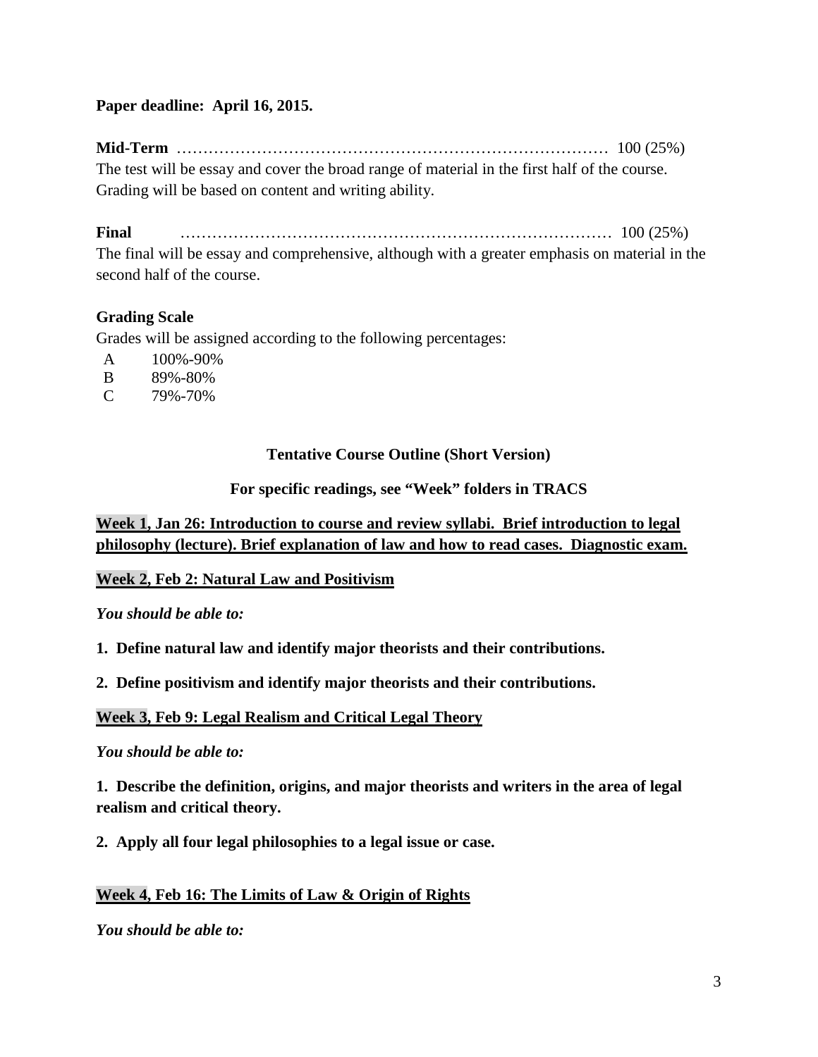**Paper deadline: April 16, 2015.**

**Mid-Term** ………………………………………………………………………… 100 (25%)
The test will be essay and cover the broad range of material in the first half of the course. Grading will be based on content and writing ability.

**Final** ………………………………………………………………………… 100 (25%)
The final will be essay and comprehensive, although with a greater emphasis on material in the second half of the course.

**Grading Scale**
Grades will be assigned according to the following percentages:

| | |
|---|---|
| A | 100%-90% |
| B | 89%-80% |
| C | 79%-70% |

**Tentative Course Outline (Short Version)**

**For specific readings, see "Week" folders in TRACS**

**Week 1, Jan 26: Introduction to course and review syllabi. Brief introduction to legal philosophy (lecture). Brief explanation of law and how to read cases. Diagnostic exam.**

**Week 2, Feb 2: Natural Law and Positivism**

***You should be able to:***

**1. Define natural law and identify major theorists and their contributions.**

**2. Define positivism and identify major theorists and their contributions.**

**Week 3, Feb 9: Legal Realism and Critical Legal Theory**

***You should be able to:***

**1. Describe the definition, origins, and major theorists and writers in the area of legal realism and critical theory.**

**2. Apply all four legal philosophies to a legal issue or case.**

**Week 4, Feb 16: The Limits of Law & Origin of Rights**

***You should be able to:***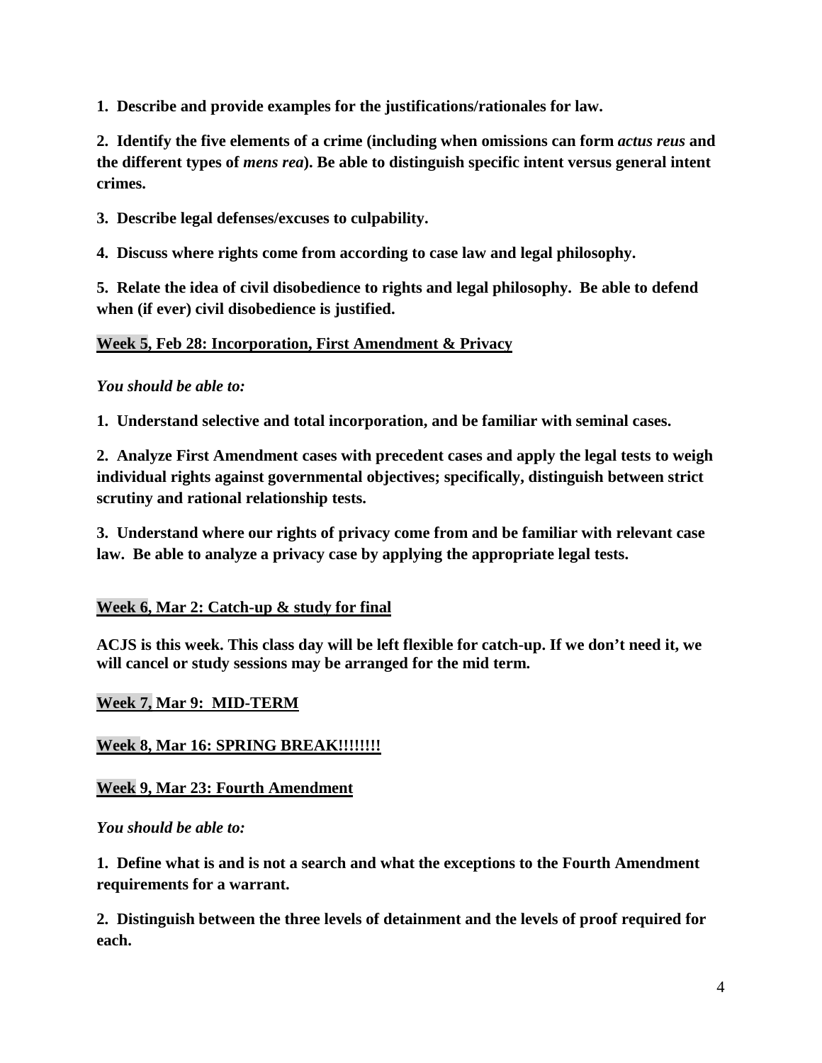**1. Describe and provide examples for the justifications/rationales for law.**

**2. Identify the five elements of a crime (including when omissions can form *actus reus* and the different types of *mens rea*). Be able to distinguish specific intent versus general intent crimes.**

**3. Describe legal defenses/excuses to culpability.**

**4. Discuss where rights come from according to case law and legal philosophy.**

**5. Relate the idea of civil disobedience to rights and legal philosophy. Be able to defend when (if ever) civil disobedience is justified.**

**<u>Week 5, Feb 28: Incorporation, First Amendment & Privacy</u>**

***You should be able to:***

**1. Understand selective and total incorporation, and be familiar with seminal cases.**

**2. Analyze First Amendment cases with precedent cases and apply the legal tests to weigh individual rights against governmental objectives; specifically, distinguish between strict scrutiny and rational relationship tests.**

**3. Understand where our rights of privacy come from and be familiar with relevant case law. Be able to analyze a privacy case by applying the appropriate legal tests.**

**<u>Week 6, Mar 2: Catch-up & study for final</u>**

**ACJS is this week. This class day will be left flexible for catch-up. If we don't need it, we will cancel or study sessions may be arranged for the mid term.**

**<u>Week 7, Mar 9: MID-TERM</u>**

**<u>Week 8, Mar 16: SPRING BREAK!!!!!!!!</u>**

**<u>Week 9, Mar 23: Fourth Amendment</u>**

***You should be able to:***

**1. Define what is and is not a search and what the exceptions to the Fourth Amendment requirements for a warrant.**

**2. Distinguish between the three levels of detainment and the levels of proof required for each.**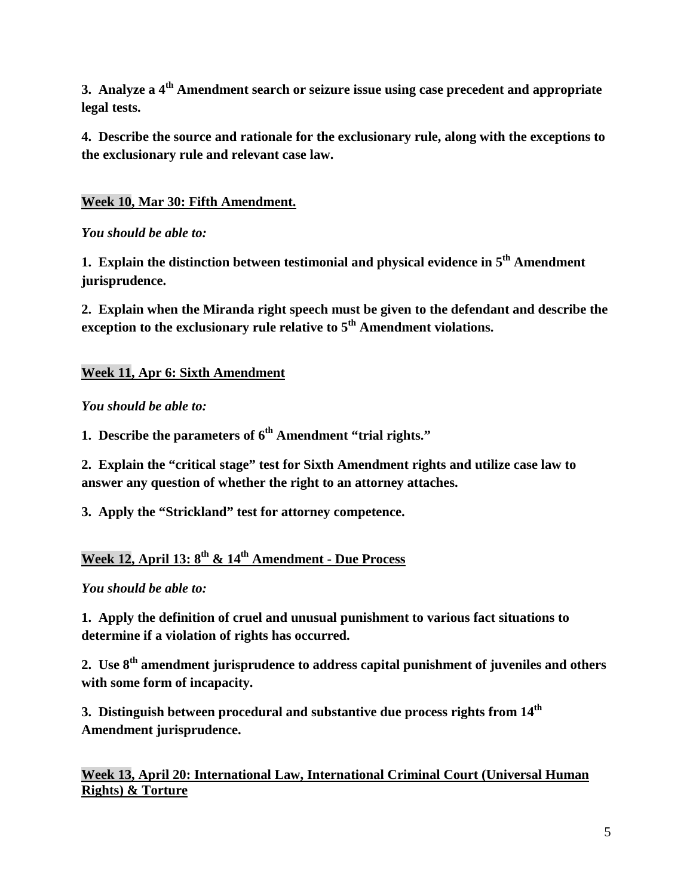**3. Analyze a 4th Amendment search or seizure issue using case precedent and appropriate legal tests.**

**4. Describe the source and rationale for the exclusionary rule, along with the exceptions to the exclusionary rule and relevant case law.**

**Week 10, Mar 30: Fifth Amendment.**

***You should be able to:***

**1. Explain the distinction between testimonial and physical evidence in 5th Amendment jurisprudence.**

**2. Explain when the Miranda right speech must be given to the defendant and describe the exception to the exclusionary rule relative to 5th Amendment violations.**

**Week 11, Apr 6: Sixth Amendment**

***You should be able to:***

**1. Describe the parameters of 6th Amendment "trial rights."**

**2. Explain the "critical stage" test for Sixth Amendment rights and utilize case law to answer any question of whether the right to an attorney attaches.**

**3. Apply the "Strickland" test for attorney competence.**

**Week 12, April 13: 8th & 14th Amendment - Due Process**

***You should be able to:***

**1. Apply the definition of cruel and unusual punishment to various fact situations to determine if a violation of rights has occurred.**

**2. Use 8th amendment jurisprudence to address capital punishment of juveniles and others with some form of incapacity.**

**3. Distinguish between procedural and substantive due process rights from 14th Amendment jurisprudence.**

**Week 13, April 20: International Law, International Criminal Court (Universal Human Rights) & Torture**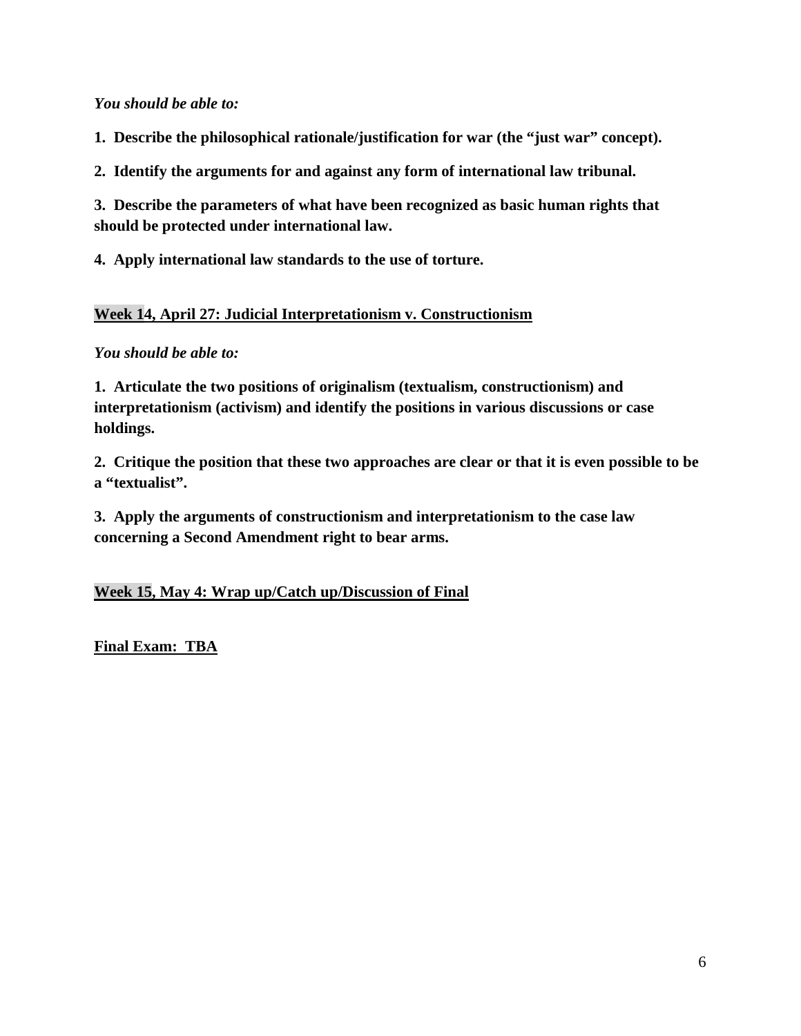*You should be able to:*

**1. Describe the philosophical rationale/justification for war (the "just war" concept).**

**2. Identify the arguments for and against any form of international law tribunal.**

**3. Describe the parameters of what have been recognized as basic human rights that should be protected under international law.**

**4. Apply international law standards to the use of torture.**

**Week 14, April 27: Judicial Interpretationism v. Constructionism**

*You should be able to:*

**1. Articulate the two positions of originalism (textualism, constructionism) and interpretationism (activism) and identify the positions in various discussions or case holdings.**

**2. Critique the position that these two approaches are clear or that it is even possible to be a "textualist".**

**3. Apply the arguments of constructionism and interpretationism to the case law concerning a Second Amendment right to bear arms.**

**Week 15, May 4: Wrap up/Catch up/Discussion of Final**

**Final Exam: TBA**